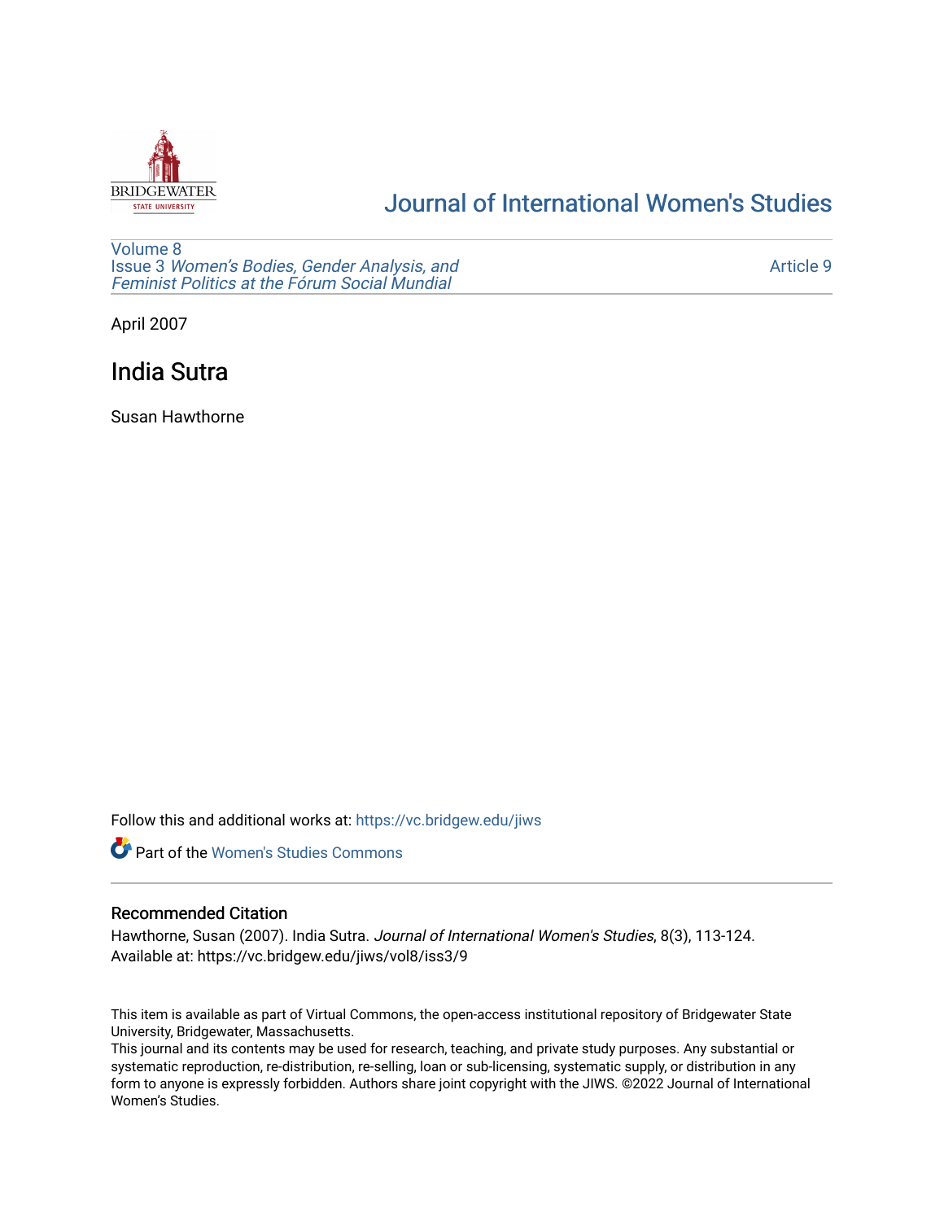# Journal of International Women's Studies

Volume 8
Issue 3 *Women's Bodies, Gender Analysis, and Feminist Politics at the Fórum Social Mundial*

Article 9

April 2007

## India Sutra

Susan Hawthorne

Follow this and additional works at: https://vc.bridgew.edu/jiws

Part of the Women's Studies Commons

### Recommended Citation

Hawthorne, Susan (2007). India Sutra. *Journal of International Women's Studies*, 8(3), 113-124.
Available at: https://vc.bridgew.edu/jiws/vol8/iss3/9

This item is available as part of Virtual Commons, the open-access institutional repository of Bridgewater State University, Bridgewater, Massachusetts.
This journal and its contents may be used for research, teaching, and private study purposes. Any substantial or systematic reproduction, re-distribution, re-selling, loan or sub-licensing, systematic supply, or distribution in any form to anyone is expressly forbidden. Authors share joint copyright with the JIWS. ©2022 Journal of International Women's Studies.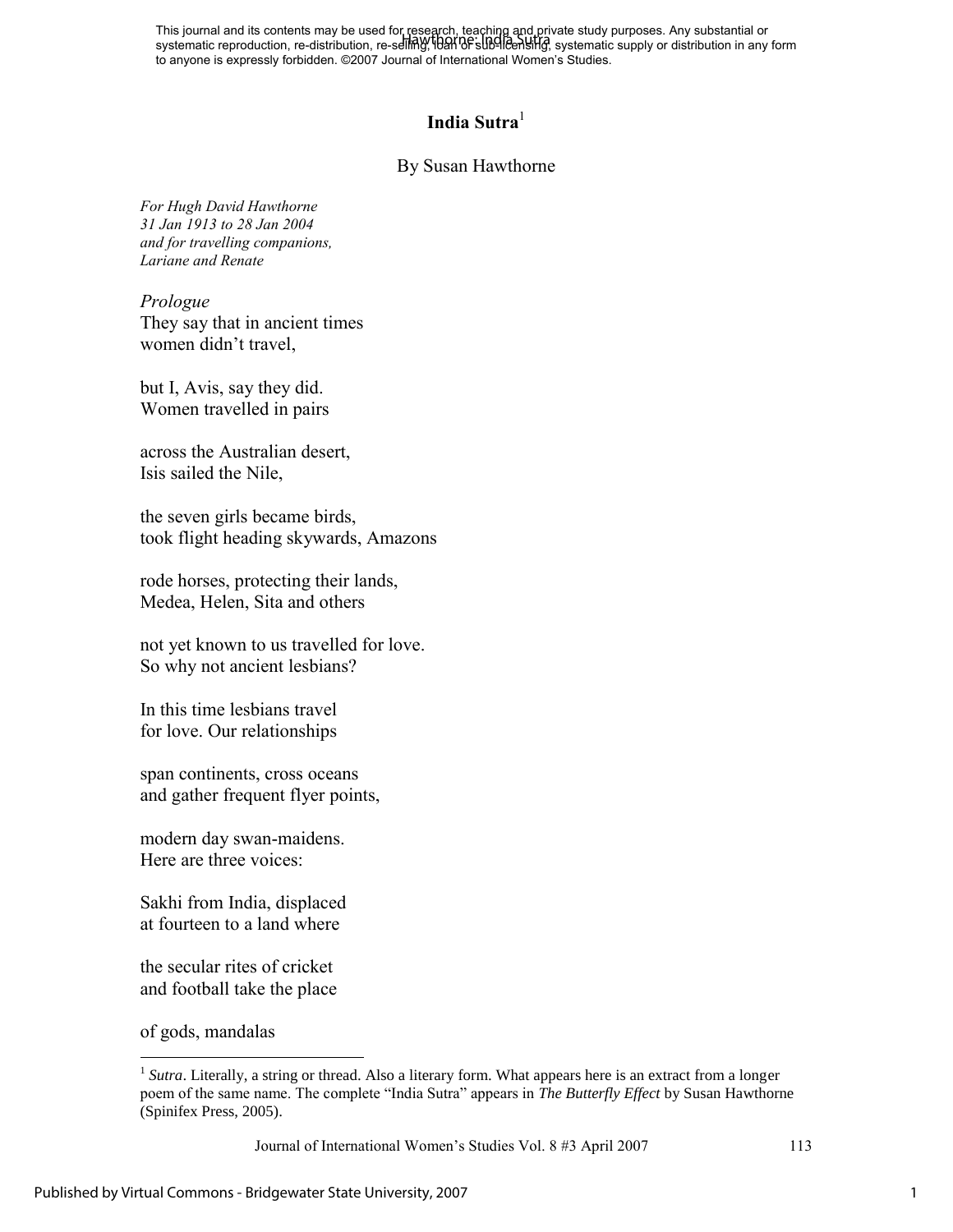This journal and its contents may be used for research, teaching and private study purposes. Any substantial or systematic reproduction, re-distribution, re-selling, loan or sub-licensing, systematic supply or distribution in any form to anyone is expressly forbidden. ©2007 Journal of International Women's Studies.

# India Sutra[1]

By Susan Hawthorne

*For Hugh David Hawthorne*
*31 Jan 1913 to 28 Jan 2004*
*and for travelling companions,*
*Lariane and Renate*

*Prologue*

They say that in ancient times
women didn't travel,

but I, Avis, say they did.
Women travelled in pairs

across the Australian desert,
Isis sailed the Nile,

the seven girls became birds,
took flight heading skywards, Amazons

rode horses, protecting their lands,
Medea, Helen, Sita and others

not yet known to us travelled for love.
So why not ancient lesbians?

In this time lesbians travel
for love. Our relationships

span continents, cross oceans
and gather frequent flyer points,

modern day swan-maidens.
Here are three voices:

Sakhi from India, displaced
at fourteen to a land where

the secular rites of cricket
and football take the place

of gods, mandalas

[1] *Sutra*. Literally, a string or thread. Also a literary form. What appears here is an extract from a longer poem of the same name. The complete "India Sutra" appears in *The Butterfly Effect* by Susan Hawthorne (Spinifex Press, 2005).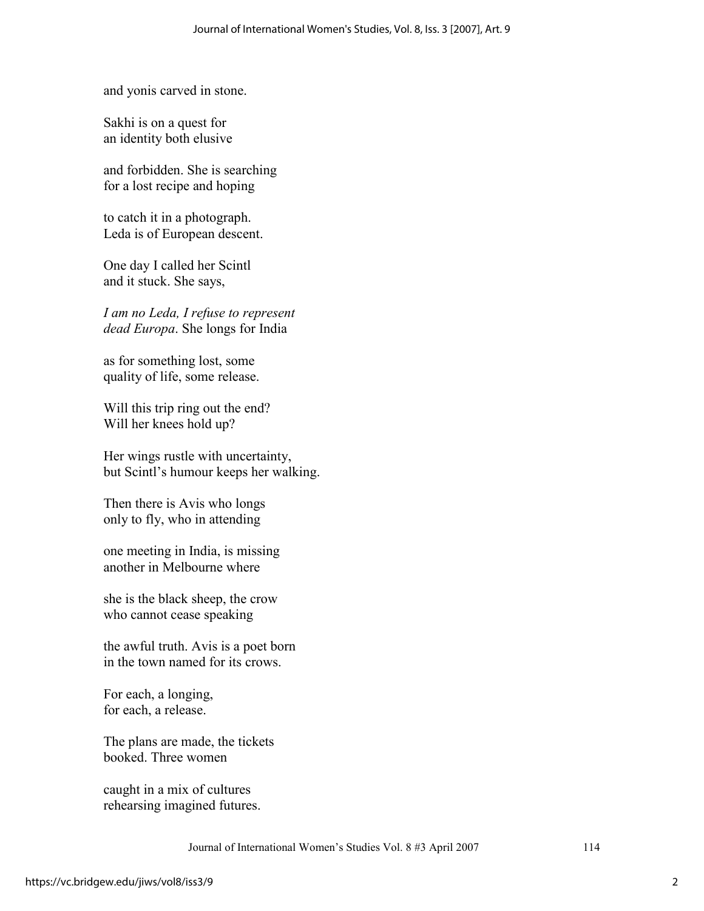and yonis carved in stone.

Sakhi is on a quest for
an identity both elusive

and forbidden. She is searching
for a lost recipe and hoping

to catch it in a photograph.
Leda is of European descent.

One day I called her Scintl
and it stuck. She says,

*I am no Leda, I refuse to represent
dead Europa*. She longs for India

as for something lost, some
quality of life, some release.

Will this trip ring out the end?
Will her knees hold up?

Her wings rustle with uncertainty,
but Scintl's humour keeps her walking.

Then there is Avis who longs
only to fly, who in attending

one meeting in India, is missing
another in Melbourne where

she is the black sheep, the crow
who cannot cease speaking

the awful truth. Avis is a poet born
in the town named for its crows.

For each, a longing,
for each, a release.

The plans are made, the tickets
booked. Three women

caught in a mix of cultures
rehearsing imagined futures.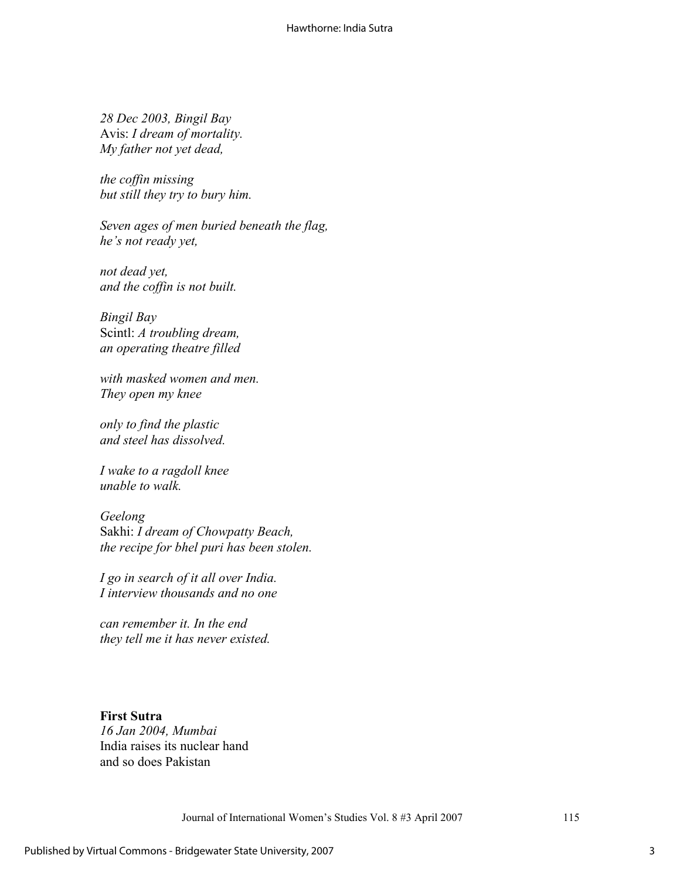*28 Dec 2003, Bingil Bay*
Avis: *I dream of mortality.*
*My father not yet dead,*

*the coffin missing*
*but still they try to bury him.*

*Seven ages of men buried beneath the flag,*
*he's not ready yet,*

*not dead yet,*
*and the coffin is not built.*

*Bingil Bay*
Scintl: *A troubling dream,*
*an operating theatre filled*

*with masked women and men.*
*They open my knee*

*only to find the plastic*
*and steel has dissolved.*

*I wake to a ragdoll knee*
*unable to walk.*

*Geelong*
Sakhi: *I dream of Chowpatty Beach,*
*the recipe for bhel puri has been stolen.*

*I go in search of it all over India.*
*I interview thousands and no one*

*can remember it. In the end*
*they tell me it has never existed.*

**First Sutra**
*16 Jan 2004, Mumbai*
India raises its nuclear hand
and so does Pakistan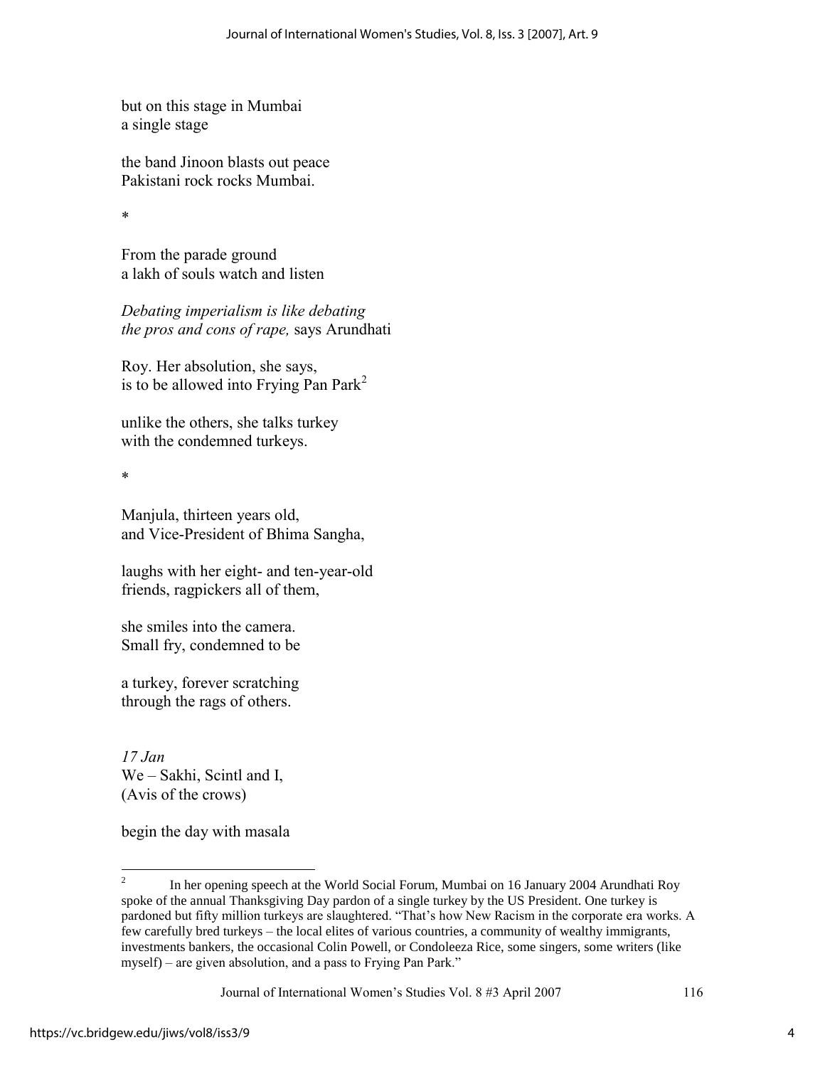but on this stage in Mumbai
a single stage

the band Jinoon blasts out peace
Pakistani rock rocks Mumbai.

*

From the parade ground
a lakh of souls watch and listen

*Debating imperialism is like debating*
*the pros and cons of rape,* says Arundhati

Roy. Her absolution, she says,
is to be allowed into Frying Pan Park[2]

unlike the others, she talks turkey
with the condemned turkeys.

*

Manjula, thirteen years old,
and Vice-President of Bhima Sangha,

laughs with her eight- and ten-year-old
friends, ragpickers all of them,

she smiles into the camera.
Small fry, condemned to be

a turkey, forever scratching
through the rags of others.

*17 Jan*
We – Sakhi, Scintl and I,
(Avis of the crows)

begin the day with masala

---

[2] In her opening speech at the World Social Forum, Mumbai on 16 January 2004 Arundhati Roy spoke of the annual Thanksgiving Day pardon of a single turkey by the US President. One turkey is pardoned but fifty million turkeys are slaughtered. "That's how New Racism in the corporate era works. A few carefully bred turkeys – the local elites of various countries, a community of wealthy immigrants, investments bankers, the occasional Colin Powell, or Condoleeza Rice, some singers, some writers (like myself) – are given absolution, and a pass to Frying Pan Park."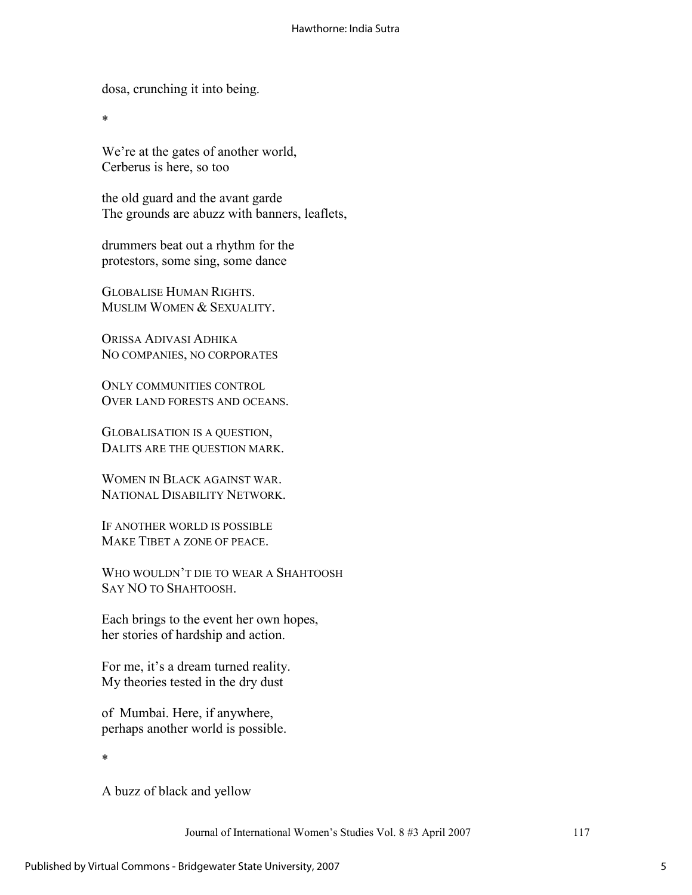dosa, crunching it into being.

*

We're at the gates of another world,  
Cerberus is here, so too

the old guard and the avant garde  
The grounds are abuzz with banners, leaflets,

drummers beat out a rhythm for the  
protestors, some sing, some dance

GLOBALISE HUMAN RIGHTS.  
MUSLIM WOMEN & SEXUALITY.

ORISSA ADIVASI ADHIKA  
NO COMPANIES, NO CORPORATES

ONLY COMMUNITIES CONTROL  
OVER LAND FORESTS AND OCEANS.

GLOBALISATION IS A QUESTION,  
DALITS ARE THE QUESTION MARK.

WOMEN IN BLACK AGAINST WAR.  
NATIONAL DISABILITY NETWORK.

IF ANOTHER WORLD IS POSSIBLE  
MAKE TIBET A ZONE OF PEACE.

WHO WOULDN'T DIE TO WEAR A SHAHTOOSH  
SAY NO TO SHAHTOOSH.

Each brings to the event her own hopes,  
her stories of hardship and action.

For me, it's a dream turned reality.  
My theories tested in the dry dust

of Mumbai. Here, if anywhere,  
perhaps another world is possible.

*

A buzz of black and yellow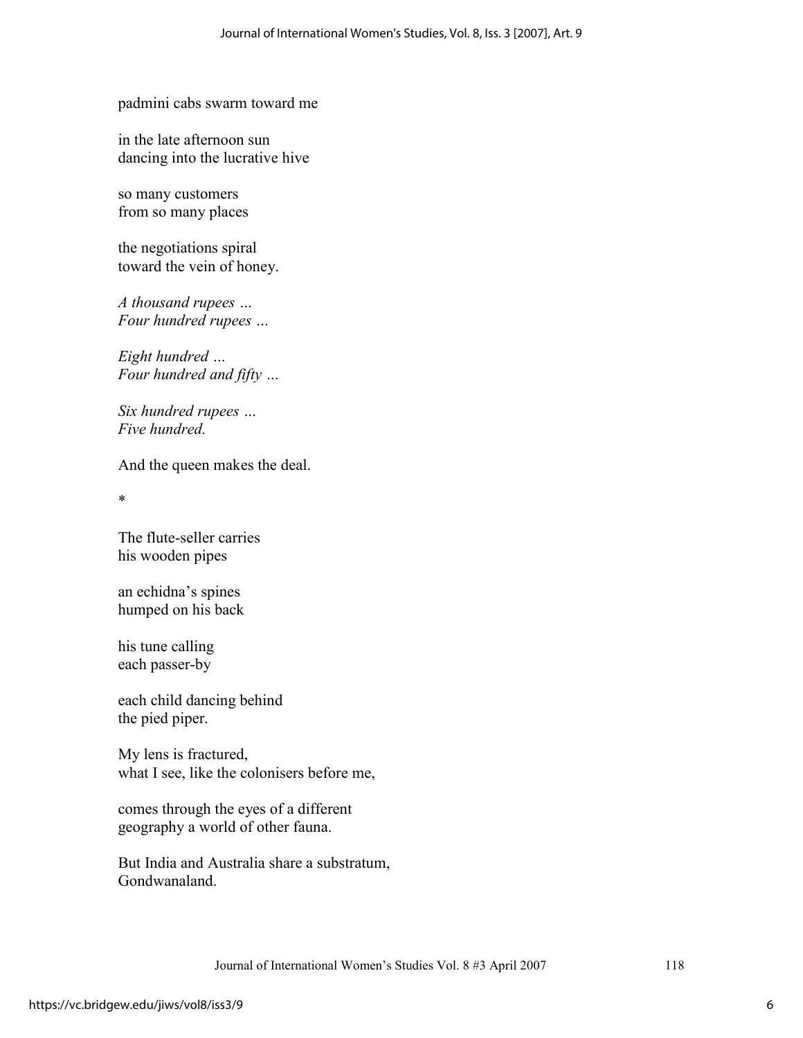padmini cabs swarm toward me

in the late afternoon sun
dancing into the lucrative hive

so many customers
from so many places

the negotiations spiral
toward the vein of honey.

*A thousand rupees …*
*Four hundred rupees …*

*Eight hundred …*
*Four hundred and fifty …*

*Six hundred rupees …*
*Five hundred.*

And the queen makes the deal.

*

The flute-seller carries
his wooden pipes

an echidna's spines
humped on his back

his tune calling
each passer-by

each child dancing behind
the pied piper.

My lens is fractured,
what I see, like the colonisers before me,

comes through the eyes of a different
geography a world of other fauna.

But India and Australia share a substratum,
Gondwanaland.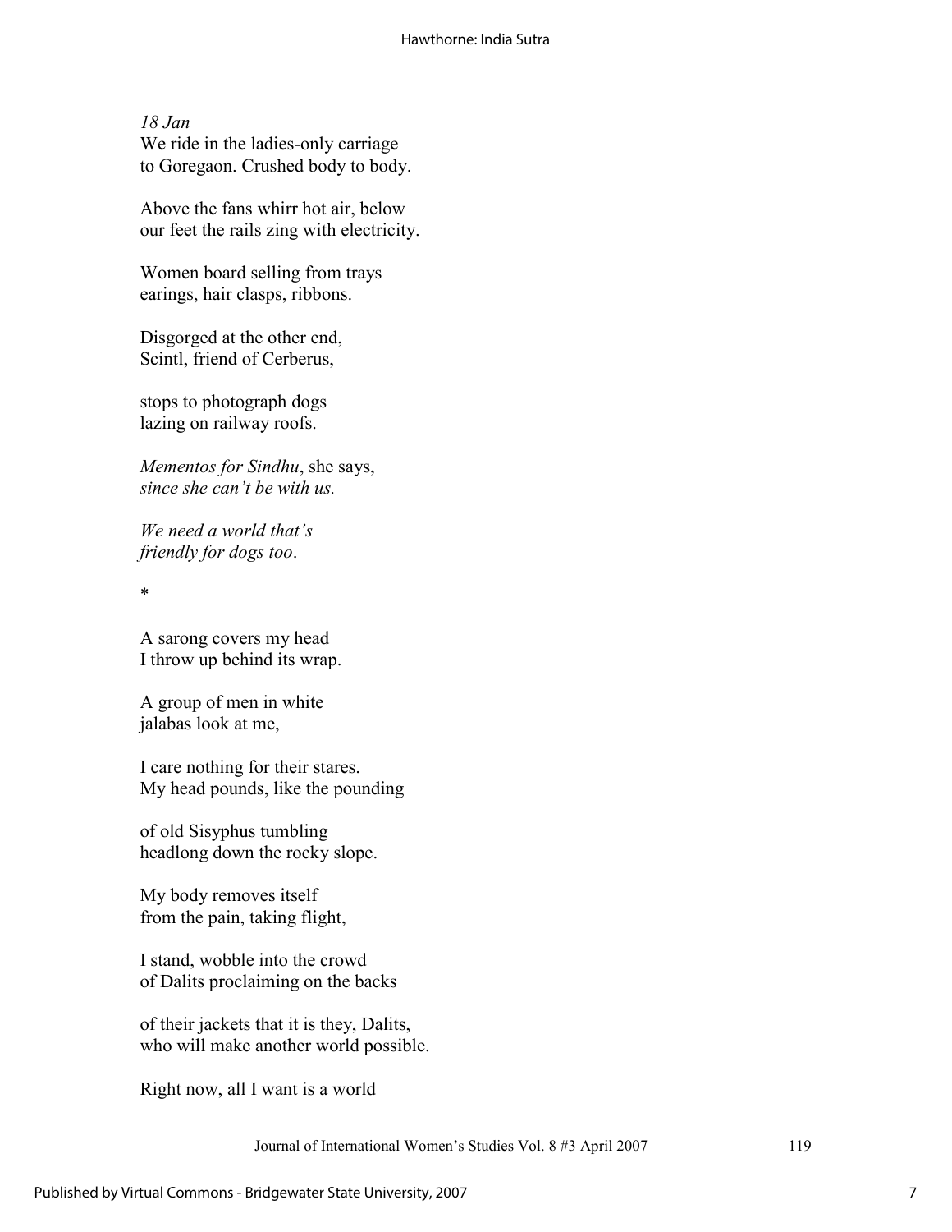*18 Jan*  
We ride in the ladies-only carriage  
to Goregaon. Crushed body to body.

Above the fans whirr hot air, below  
our feet the rails zing with electricity.

Women board selling from trays  
earings, hair clasps, ribbons.

Disgorged at the other end,  
Scintl, friend of Cerberus,

stops to photograph dogs  
lazing on railway roofs.

*Mementos for Sindhu*, she says,  
*since she can't be with us.*

*We need a world that's*  
*friendly for dogs too*.

*

A sarong covers my head  
I throw up behind its wrap.

A group of men in white  
jalabas look at me,

I care nothing for their stares.  
My head pounds, like the pounding

of old Sisyphus tumbling  
headlong down the rocky slope.

My body removes itself  
from the pain, taking flight,

I stand, wobble into the crowd  
of Dalits proclaiming on the backs

of their jackets that it is they, Dalits,  
who will make another world possible.

Right now, all I want is a world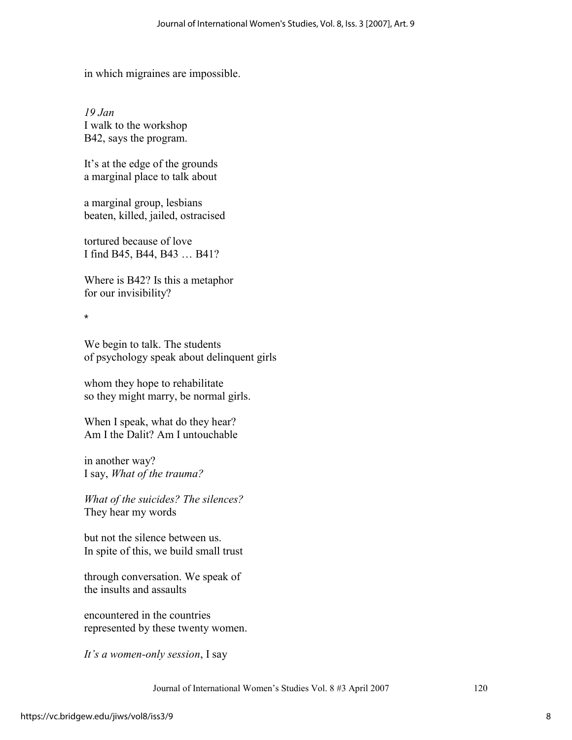in which migraines are impossible.

*19 Jan*
I walk to the workshop
B42, says the program.

It's at the edge of the grounds
a marginal place to talk about

a marginal group, lesbians
beaten, killed, jailed, ostracised

tortured because of love
I find B45, B44, B43 … B41?

Where is B42? Is this a metaphor
for our invisibility?

*

We begin to talk. The students
of psychology speak about delinquent girls

whom they hope to rehabilitate
so they might marry, be normal girls.

When I speak, what do they hear?
Am I the Dalit? Am I untouchable

in another way?
I say, *What of the trauma?*

*What of the suicides? The silences?*
They hear my words

but not the silence between us.
In spite of this, we build small trust

through conversation. We speak of
the insults and assaults

encountered in the countries
represented by these twenty women.

*It's a women-only session*, I say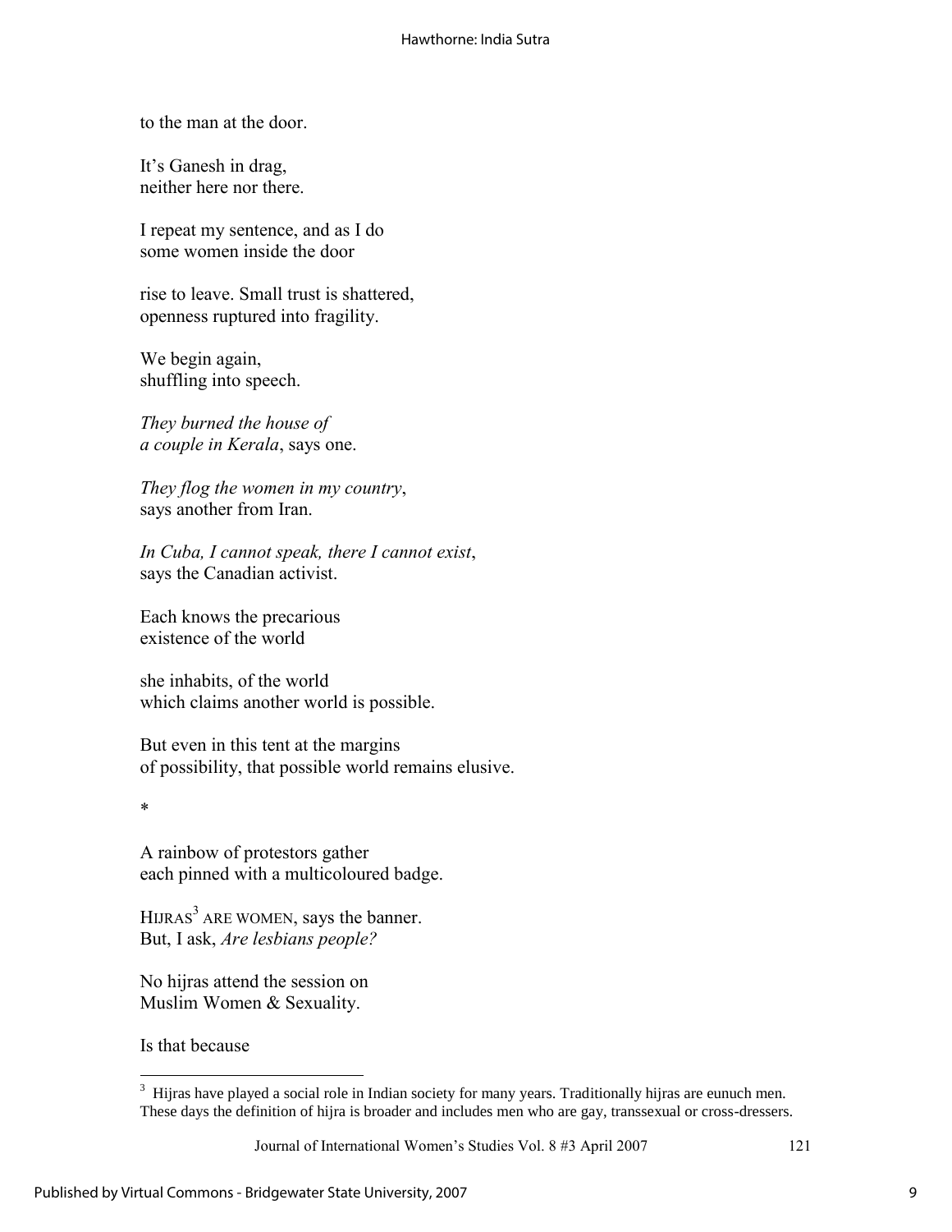to the man at the door.

It's Ganesh in drag,  
neither here nor there.

I repeat my sentence, and as I do  
some women inside the door

rise to leave. Small trust is shattered,  
openness ruptured into fragility.

We begin again,  
shuffling into speech.

*They burned the house of*  
*a couple in Kerala*, says one.

*They flog the women in my country*,  
says another from Iran.

*In Cuba, I cannot speak, there I cannot exist*,  
says the Canadian activist.

Each knows the precarious  
existence of the world

she inhabits, of the world  
which claims another world is possible.

But even in this tent at the margins  
of possibility, that possible world remains elusive.

*

A rainbow of protestors gather  
each pinned with a multicoloured badge.

HIJRAS[3] ARE WOMEN, says the banner.  
But, I ask, *Are lesbians people?*

No hijras attend the session on  
Muslim Women & Sexuality.

Is that because

---

[3] Hijras have played a social role in Indian society for many years. Traditionally hijras are eunuch men. These days the definition of hijra is broader and includes men who are gay, transsexual or cross-dressers.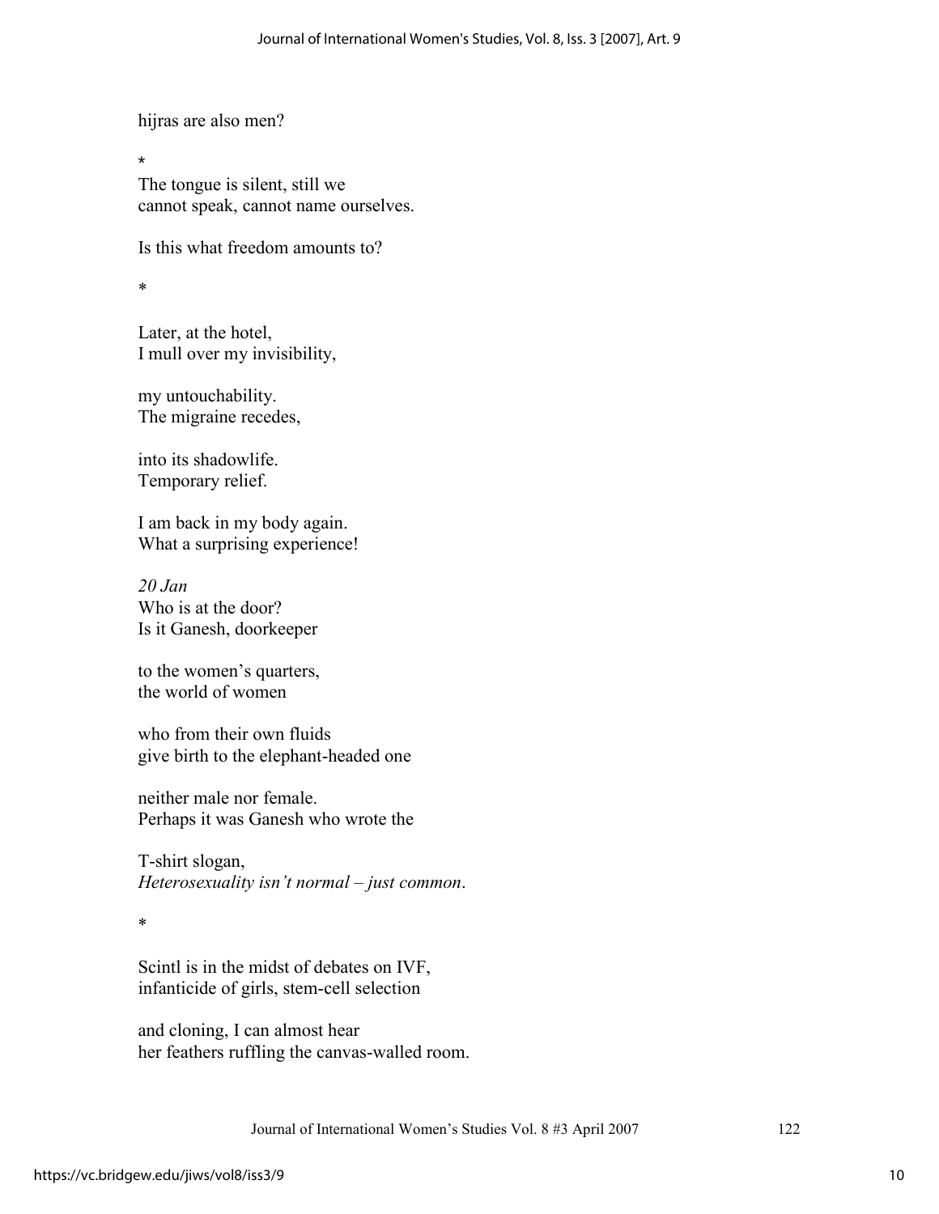hijras are also men?

*

The tongue is silent, still we
cannot speak, cannot name ourselves.

Is this what freedom amounts to?

*

Later, at the hotel,
I mull over my invisibility,

my untouchability.
The migraine recedes,

into its shadowlife.
Temporary relief.

I am back in my body again.
What a surprising experience!

*20 Jan*
Who is at the door?
Is it Ganesh, doorkeeper

to the women's quarters,
the world of women

who from their own fluids
give birth to the elephant-headed one

neither male nor female.
Perhaps it was Ganesh who wrote the

T-shirt slogan,
*Heterosexuality isn't normal – just common*.

*

Scintl is in the midst of debates on IVF,
infanticide of girls, stem-cell selection

and cloning, I can almost hear
her feathers ruffling the canvas-walled room.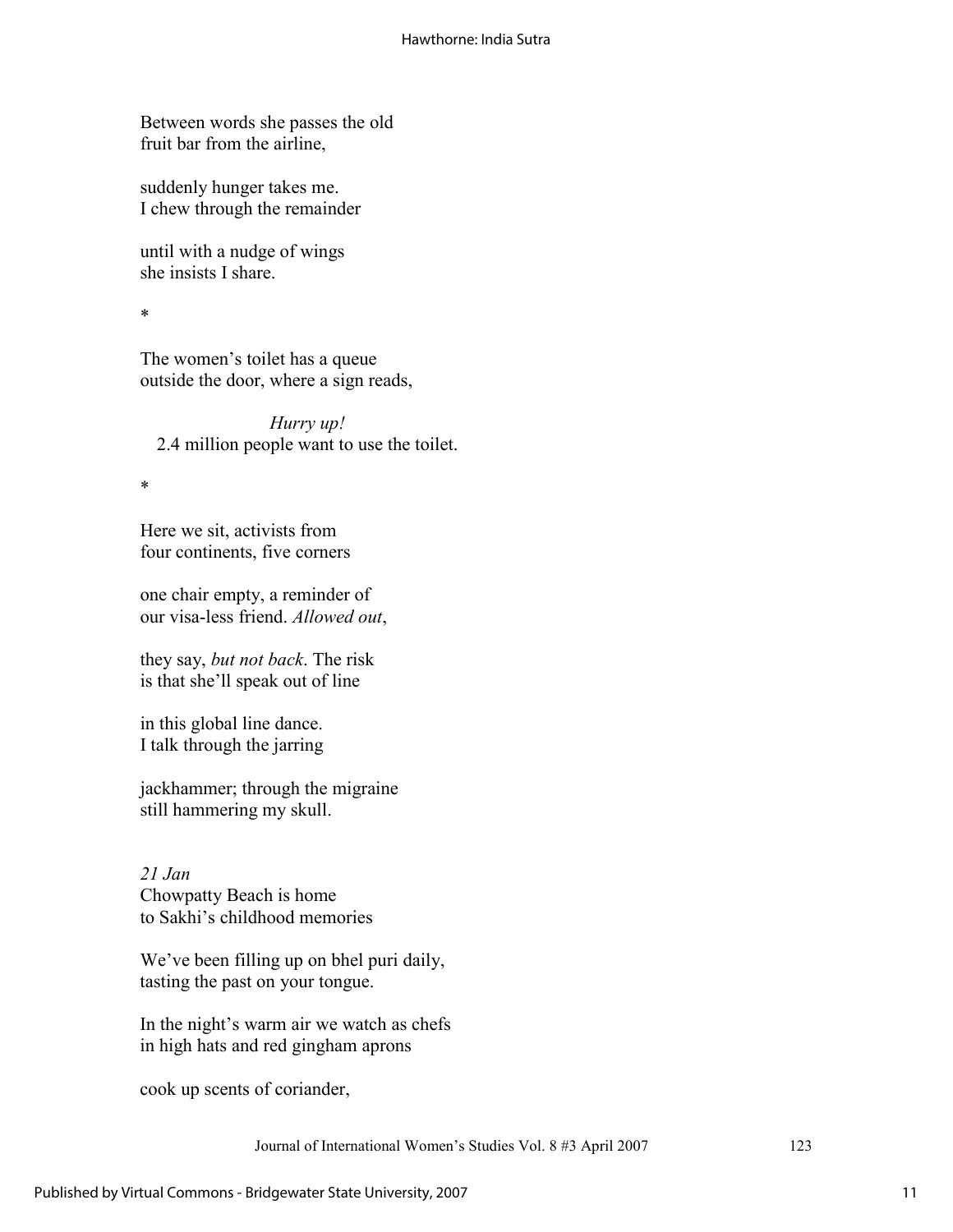Between words she passes the old
fruit bar from the airline,

suddenly hunger takes me.
I chew through the remainder

until with a nudge of wings
she insists I share.

*

The women's toilet has a queue
outside the door, where a sign reads,

*Hurry up!*
2.4 million people want to use the toilet.

*

Here we sit, activists from
four continents, five corners

one chair empty, a reminder of
our visa-less friend. *Allowed out*,

they say, *but not back*. The risk
is that she'll speak out of line

in this global line dance.
I talk through the jarring

jackhammer; through the migraine
still hammering my skull.

*21 Jan*
Chowpatty Beach is home
to Sakhi's childhood memories

We've been filling up on bhel puri daily,
tasting the past on your tongue.

In the night's warm air we watch as chefs
in high hats and red gingham aprons

cook up scents of coriander,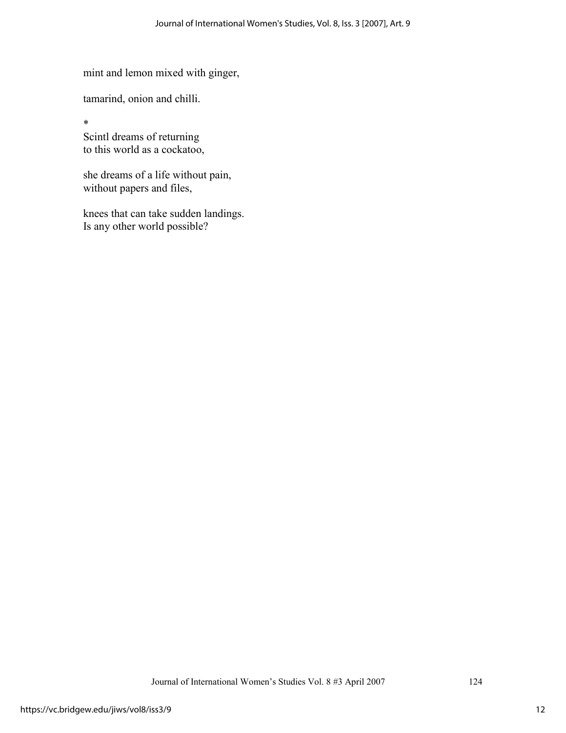mint and lemon mixed with ginger,

tamarind, onion and chilli.

*

Scintl dreams of returning  
to this world as a cockatoo,

she dreams of a life without pain,  
without papers and files,

knees that can take sudden landings.  
Is any other world possible?